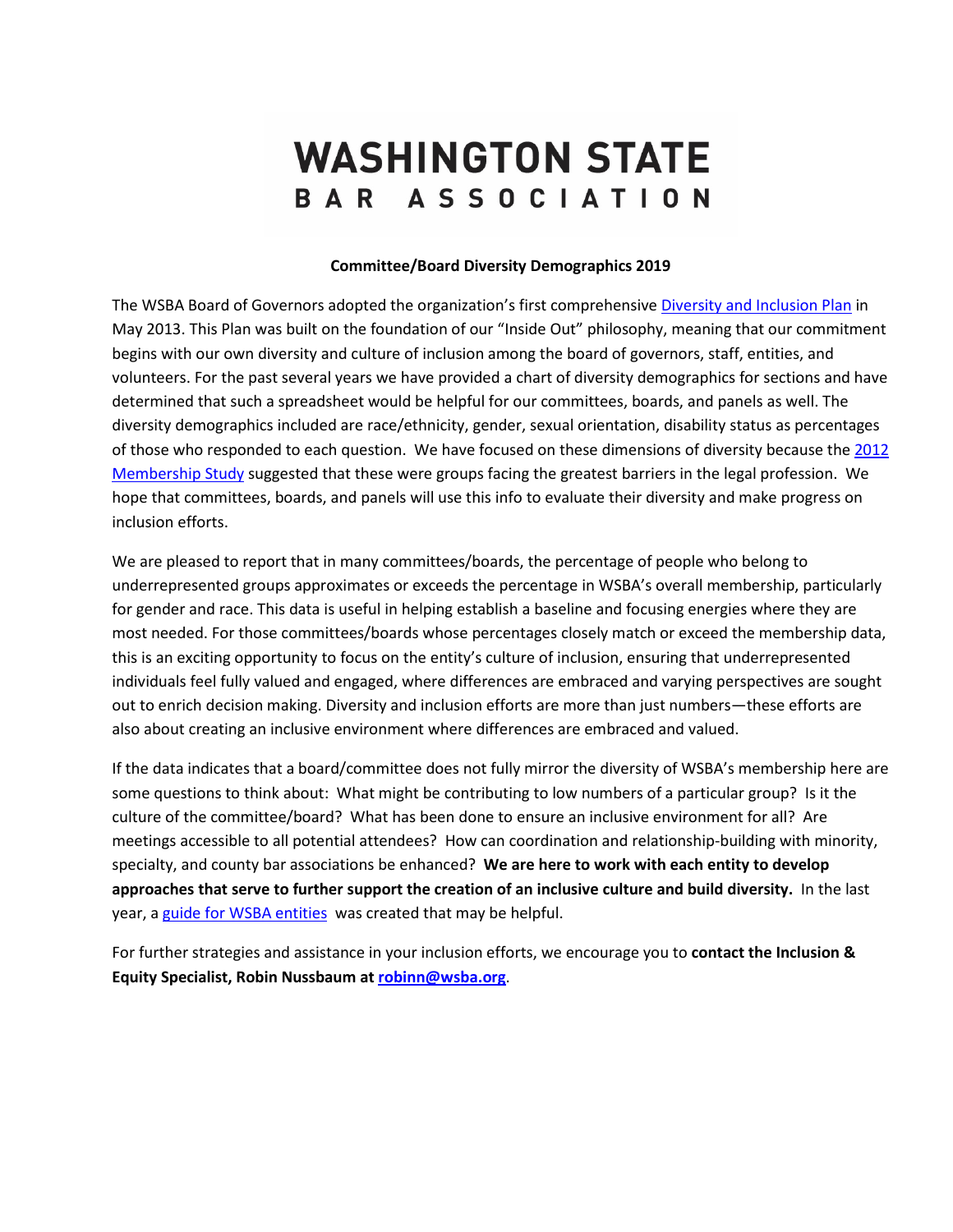# WASHINGTON STATE BAR ASSOCIATION

**Committee/Board Diversity Demographics 2019**

The WSBA Board of Governors adopted the organization's first comprehensive Diversity and Inclusion Plan in May 2013. This Plan was built on the foundation of our "Inside Out" philosophy, meaning that our commitment begins with our own diversity and culture of inclusion among the board of governors, staff, entities, and volunteers. For the past several years we have provided a chart of diversity demographics for sections and have determined that such a spreadsheet would be helpful for our committees, boards, and panels as well. The diversity demographics included are race/ethnicity, gender, sexual orientation, disability status as percentages of those who responded to each question. We have focused on these dimensions of diversity because the 2012 Membership Study suggested that these were groups facing the greatest barriers in the legal profession. We hope that committees, boards, and panels will use this info to evaluate their diversity and make progress on inclusion efforts.

We are pleased to report that in many committees/boards, the percentage of people who belong to underrepresented groups approximates or exceeds the percentage in WSBA's overall membership, particularly for gender and race. This data is useful in helping establish a baseline and focusing energies where they are most needed. For those committees/boards whose percentages closely match or exceed the membership data, this is an exciting opportunity to focus on the entity's culture of inclusion, ensuring that underrepresented individuals feel fully valued and engaged, where differences are embraced and varying perspectives are sought out to enrich decision making. Diversity and inclusion efforts are more than just numbers—these efforts are also about creating an inclusive environment where differences are embraced and valued.

If the data indicates that a board/committee does not fully mirror the diversity of WSBA's membership here are some questions to think about: What might be contributing to low numbers of a particular group? Is it the culture of the committee/board? What has been done to ensure an inclusive environment for all? Are meetings accessible to all potential attendees? How can coordination and relationship-building with minority, specialty, and county bar associations be enhanced? **We are here to work with each entity to develop approaches that serve to further support the creation of an inclusive culture and build diversity.** In the last year, a guide for WSBA entities was created that may be helpful.

For further strategies and assistance in your inclusion efforts, we encourage you to **contact the Inclusion & Equity Specialist, Robin Nussbaum at robinn@wsba.org**.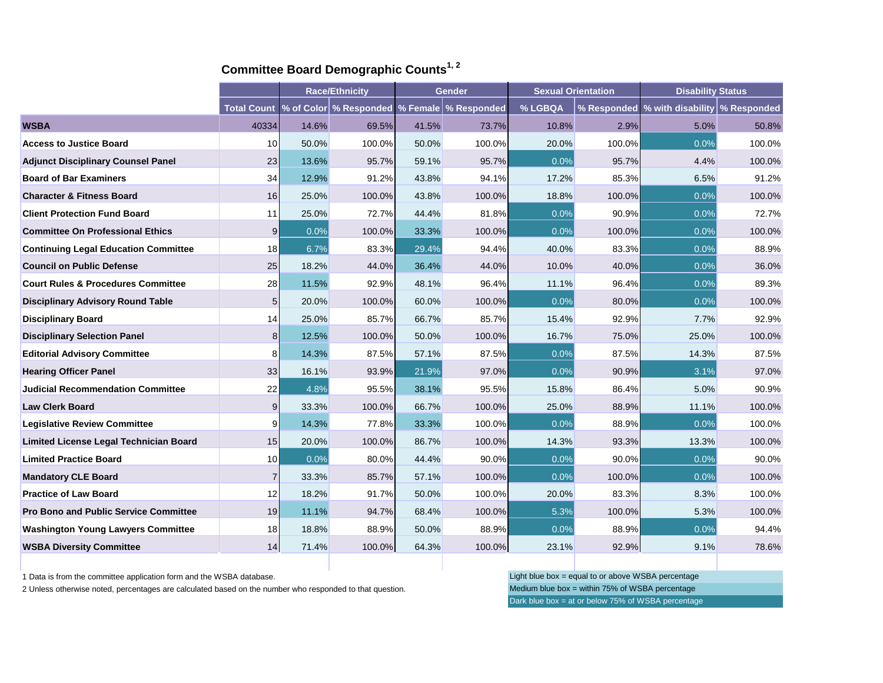## Committee Board Demographic Counts[1, 2]

| | | Race/Ethnicity | | Gender | | Sexual Orientation | | Disability Status | |
|---|---|---|---|---|---|---|---|---|---|
| | Total Count | % of Color | % Responded | % Female | % Responded | % LGBQA | % Responded | % with disability | % Responded |
| **WSBA** | 40334 | 14.6% | 69.5% | 41.5% | 73.7% | 10.8% | 2.9% | 5.0% | 50.8% |
| **Access to Justice Board** | 10 | 50.0% | 100.0% | 50.0% | 100.0% | 20.0% | 100.0% | 0.0% | 100.0% |
| **Adjunct Disciplinary Counsel Panel** | 23 | 13.6% | 95.7% | 59.1% | 95.7% | 0.0% | 95.7% | 4.4% | 100.0% |
| **Board of Bar Examiners** | 34 | 12.9% | 91.2% | 43.8% | 94.1% | 17.2% | 85.3% | 6.5% | 91.2% |
| **Character & Fitness Board** | 16 | 25.0% | 100.0% | 43.8% | 100.0% | 18.8% | 100.0% | 0.0% | 100.0% |
| **Client Protection Fund Board** | 11 | 25.0% | 72.7% | 44.4% | 81.8% | 0.0% | 90.9% | 0.0% | 72.7% |
| **Committee On Professional Ethics** | 9 | 0.0% | 100.0% | 33.3% | 100.0% | 0.0% | 100.0% | 0.0% | 100.0% |
| **Continuing Legal Education Committee** | 18 | 6.7% | 83.3% | 29.4% | 94.4% | 40.0% | 83.3% | 0.0% | 88.9% |
| **Council on Public Defense** | 25 | 18.2% | 44.0% | 36.4% | 44.0% | 10.0% | 40.0% | 0.0% | 36.0% |
| **Court Rules & Procedures Committee** | 28 | 11.5% | 92.9% | 48.1% | 96.4% | 11.1% | 96.4% | 0.0% | 89.3% |
| **Disciplinary Advisory Round Table** | 5 | 20.0% | 100.0% | 60.0% | 100.0% | 0.0% | 80.0% | 0.0% | 100.0% |
| **Disciplinary Board** | 14 | 25.0% | 85.7% | 66.7% | 85.7% | 15.4% | 92.9% | 7.7% | 92.9% |
| **Disciplinary Selection Panel** | 8 | 12.5% | 100.0% | 50.0% | 100.0% | 16.7% | 75.0% | 25.0% | 100.0% |
| **Editorial Advisory Committee** | 8 | 14.3% | 87.5% | 57.1% | 87.5% | 0.0% | 87.5% | 14.3% | 87.5% |
| **Hearing Officer Panel** | 33 | 16.1% | 93.9% | 21.9% | 97.0% | 0.0% | 90.9% | 3.1% | 97.0% |
| **Judicial Recommendation Committee** | 22 | 4.8% | 95.5% | 38.1% | 95.5% | 15.8% | 86.4% | 5.0% | 90.9% |
| **Law Clerk Board** | 9 | 33.3% | 100.0% | 66.7% | 100.0% | 25.0% | 88.9% | 11.1% | 100.0% |
| **Legislative Review Committee** | 9 | 14.3% | 77.8% | 33.3% | 100.0% | 0.0% | 88.9% | 0.0% | 100.0% |
| **Limited License Legal Technician Board** | 15 | 20.0% | 100.0% | 86.7% | 100.0% | 14.3% | 93.3% | 13.3% | 100.0% |
| **Limited Practice Board** | 10 | 0.0% | 80.0% | 44.4% | 90.0% | 0.0% | 90.0% | 0.0% | 90.0% |
| **Mandatory CLE Board** | 7 | 33.3% | 85.7% | 57.1% | 100.0% | 0.0% | 100.0% | 0.0% | 100.0% |
| **Practice of Law Board** | 12 | 18.2% | 91.7% | 50.0% | 100.0% | 20.0% | 83.3% | 8.3% | 100.0% |
| **Pro Bono and Public Service Committee** | 19 | 11.1% | 94.7% | 68.4% | 100.0% | 5.3% | 100.0% | 5.3% | 100.0% |
| **Washington Young Lawyers Committee** | 18 | 18.8% | 88.9% | 50.0% | 88.9% | 0.0% | 88.9% | 0.0% | 94.4% |
| **WSBA Diversity Committee** | 14 | 71.4% | 100.0% | 64.3% | 100.0% | 23.1% | 92.9% | 9.1% | 78.6% |

1 Data is from the committee application form and the WSBA database.

2 Unless otherwise noted, percentages are calculated based on the number who responded to that question.

Light blue box = equal to or above WSBA percentage

Medium blue box = within 75% of WSBA percentage

Dark blue box = at or below 75% of WSBA percentage